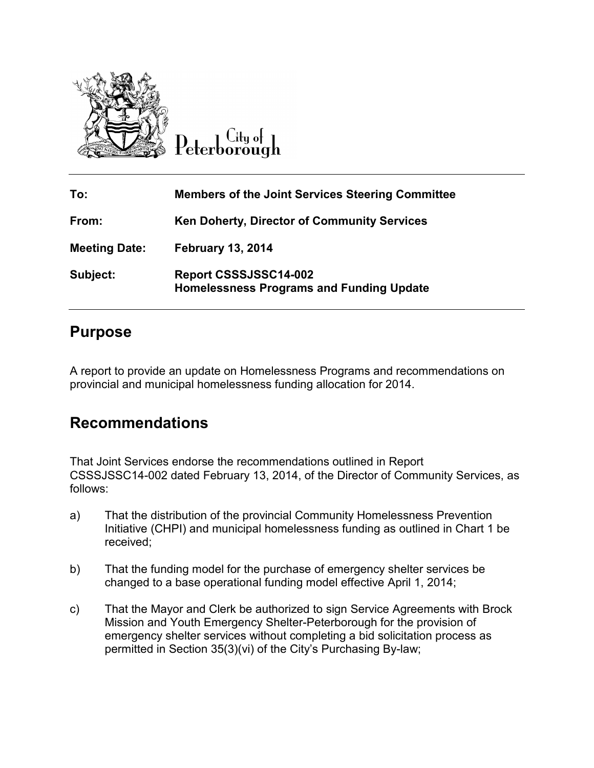City of Peterborough

| | |
|---|---|
| **To:** | **Members of the Joint Services Steering Committee** |
| **From:** | **Ken Doherty, Director of Community Services** |
| **Meeting Date:** | **February 13, 2014** |
| **Subject:** | **Report CSSSJSSC14-002**<br>**Homelessness Programs and Funding Update** |

## Purpose

A report to provide an update on Homelessness Programs and recommendations on provincial and municipal homelessness funding allocation for 2014.

## Recommendations

That Joint Services endorse the recommendations outlined in Report CSSSJSSC14-002 dated February 13, 2014, of the Director of Community Services, as follows:

a) That the distribution of the provincial Community Homelessness Prevention Initiative (CHPI) and municipal homelessness funding as outlined in Chart 1 be received;

b) That the funding model for the purchase of emergency shelter services be changed to a base operational funding model effective April 1, 2014;

c) That the Mayor and Clerk be authorized to sign Service Agreements with Brock Mission and Youth Emergency Shelter-Peterborough for the provision of emergency shelter services without completing a bid solicitation process as permitted in Section 35(3)(vi) of the City's Purchasing By-law;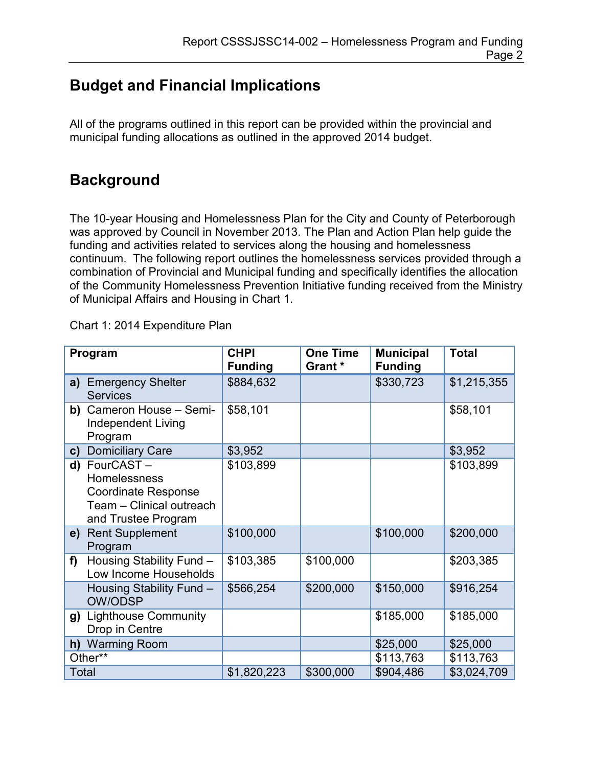## Budget and Financial Implications

All of the programs outlined in this report can be provided within the provincial and municipal funding allocations as outlined in the approved 2014 budget.

## Background

The 10-year Housing and Homelessness Plan for the City and County of Peterborough was approved by Council in November 2013. The Plan and Action Plan help guide the funding and activities related to services along the housing and homelessness continuum. The following report outlines the homelessness services provided through a combination of Provincial and Municipal funding and specifically identifies the allocation of the Community Homelessness Prevention Initiative funding received from the Ministry of Municipal Affairs and Housing in Chart 1.

Chart 1: 2014 Expenditure Plan

| Program | CHPI Funding | One Time Grant * | Municipal Funding | Total |
|---|---|---|---|---|
| **a)** Emergency Shelter Services | $884,632 | | $330,723 | $1,215,355 |
| **b)** Cameron House – Semi-Independent Living Program | $58,101 | | | $58,101 |
| **c)** Domiciliary Care | $3,952 | | | $3,952 |
| **d)** FourCAST – Homelessness Coordinate Response Team – Clinical outreach and Trustee Program | $103,899 | | | $103,899 |
| **e)** Rent Supplement Program | $100,000 | | $100,000 | $200,000 |
| **f)** Housing Stability Fund – Low Income Households | $103,385 | $100,000 | | $203,385 |
| Housing Stability Fund – OW/ODSP | $566,254 | $200,000 | $150,000 | $916,254 |
| **g)** Lighthouse Community Drop in Centre | | | $185,000 | $185,000 |
| **h)** Warming Room | | | $25,000 | $25,000 |
| Other** | | | $113,763 | $113,763 |
| Total | $1,820,223 | $300,000 | $904,486 | $3,024,709 |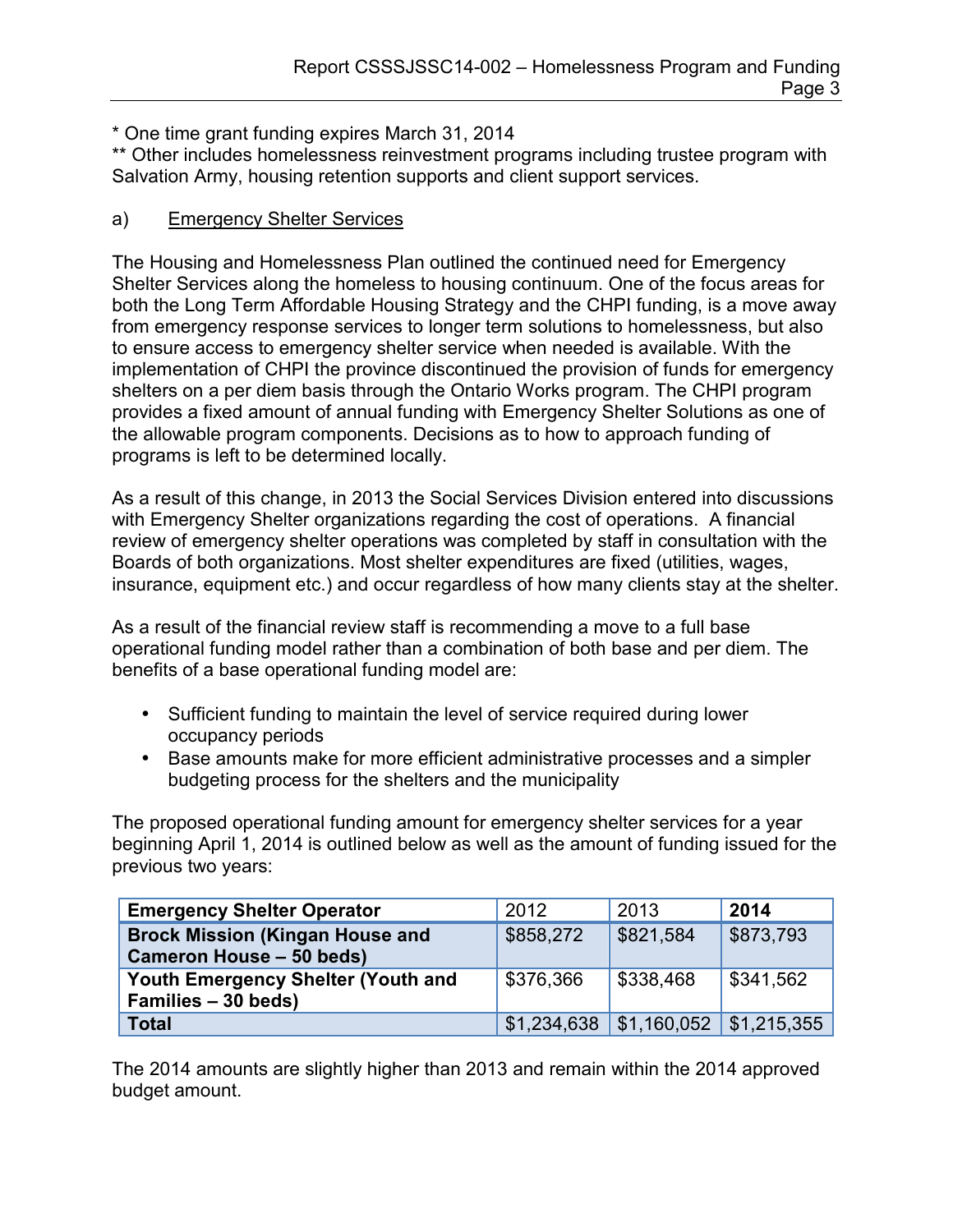* One time grant funding expires March 31, 2014
** Other includes homelessness reinvestment programs including trustee program with Salvation Army, housing retention supports and client support services.

a) <u>Emergency Shelter Services</u>

The Housing and Homelessness Plan outlined the continued need for Emergency Shelter Services along the homeless to housing continuum. One of the focus areas for both the Long Term Affordable Housing Strategy and the CHPI funding, is a move away from emergency response services to longer term solutions to homelessness, but also to ensure access to emergency shelter service when needed is available. With the implementation of CHPI the province discontinued the provision of funds for emergency shelters on a per diem basis through the Ontario Works program. The CHPI program provides a fixed amount of annual funding with Emergency Shelter Solutions as one of the allowable program components. Decisions as to how to approach funding of programs is left to be determined locally.

As a result of this change, in 2013 the Social Services Division entered into discussions with Emergency Shelter organizations regarding the cost of operations. A financial review of emergency shelter operations was completed by staff in consultation with the Boards of both organizations. Most shelter expenditures are fixed (utilities, wages, insurance, equipment etc.) and occur regardless of how many clients stay at the shelter.

As a result of the financial review staff is recommending a move to a full base operational funding model rather than a combination of both base and per diem. The benefits of a base operational funding model are:

- Sufficient funding to maintain the level of service required during lower occupancy periods
- Base amounts make for more efficient administrative processes and a simpler budgeting process for the shelters and the municipality

The proposed operational funding amount for emergency shelter services for a year beginning April 1, 2014 is outlined below as well as the amount of funding issued for the previous two years:

| Emergency Shelter Operator | 2012 | 2013 | 2014 |
|---|---|---|---|
| **Brock Mission (Kingan House and Cameron House – 50 beds)** | $858,272 | $821,584 | $873,793 |
| **Youth Emergency Shelter (Youth and Families – 30 beds)** | $376,366 | $338,468 | $341,562 |
| **Total** | $1,234,638 | $1,160,052 | $1,215,355 |

The 2014 amounts are slightly higher than 2013 and remain within the 2014 approved budget amount.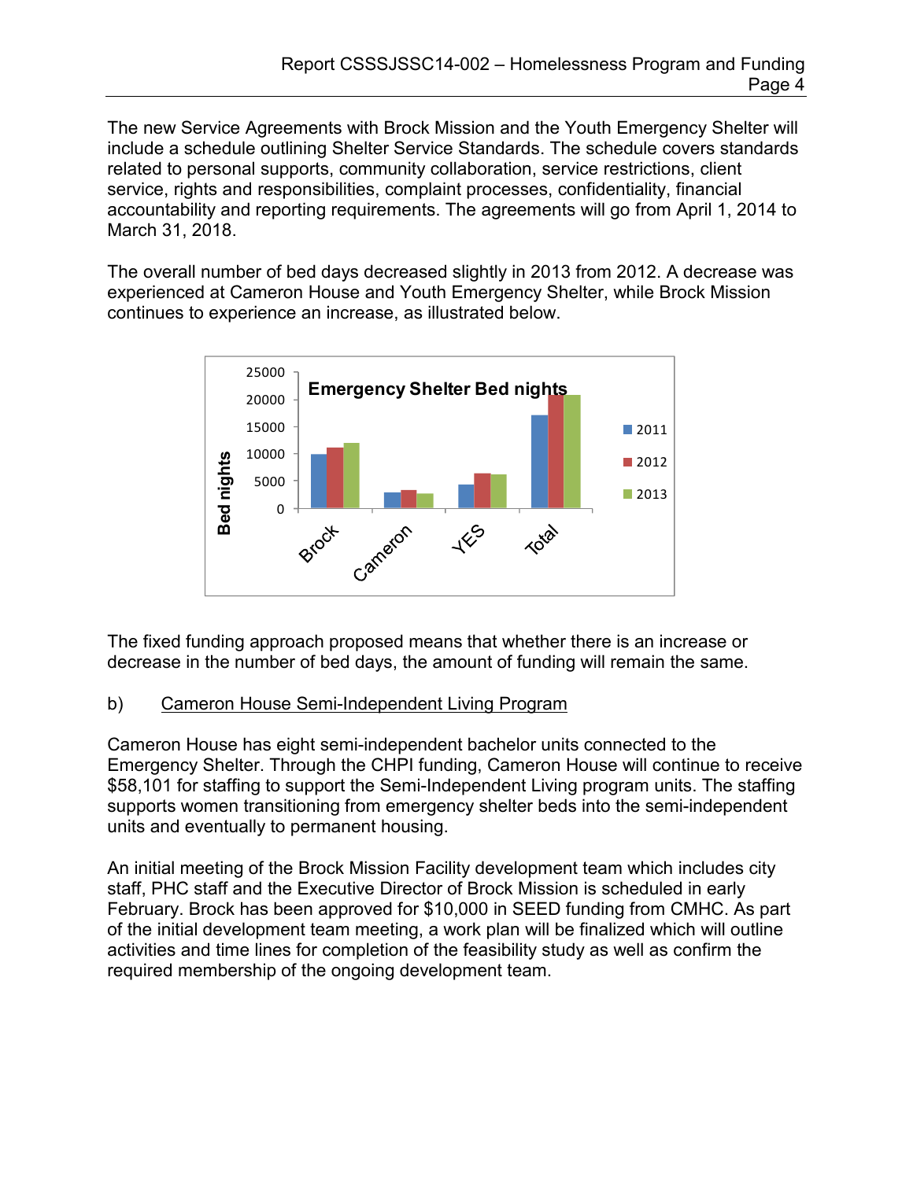The new Service Agreements with Brock Mission and the Youth Emergency Shelter will include a schedule outlining Shelter Service Standards. The schedule covers standards related to personal supports, community collaboration, service restrictions, client service, rights and responsibilities, complaint processes, confidentiality, financial accountability and reporting requirements. The agreements will go from April 1, 2014 to March 31, 2018.

The overall number of bed days decreased slightly in 2013 from 2012. A decrease was experienced at Cameron House and Youth Emergency Shelter, while Brock Mission continues to experience an increase, as illustrated below.

The fixed funding approach proposed means that whether there is an increase or decrease in the number of bed days, the amount of funding will remain the same.

b) <u>Cameron House Semi-Independent Living Program</u>

Cameron House has eight semi-independent bachelor units connected to the Emergency Shelter. Through the CHPI funding, Cameron House will continue to receive $58,101 for staffing to support the Semi-Independent Living program units. The staffing supports women transitioning from emergency shelter beds into the semi-independent units and eventually to permanent housing.

An initial meeting of the Brock Mission Facility development team which includes city staff, PHC staff and the Executive Director of Brock Mission is scheduled in early February. Brock has been approved for $10,000 in SEED funding from CMHC. As part of the initial development team meeting, a work plan will be finalized which will outline activities and time lines for completion of the feasibility study as well as confirm the required membership of the ongoing development team.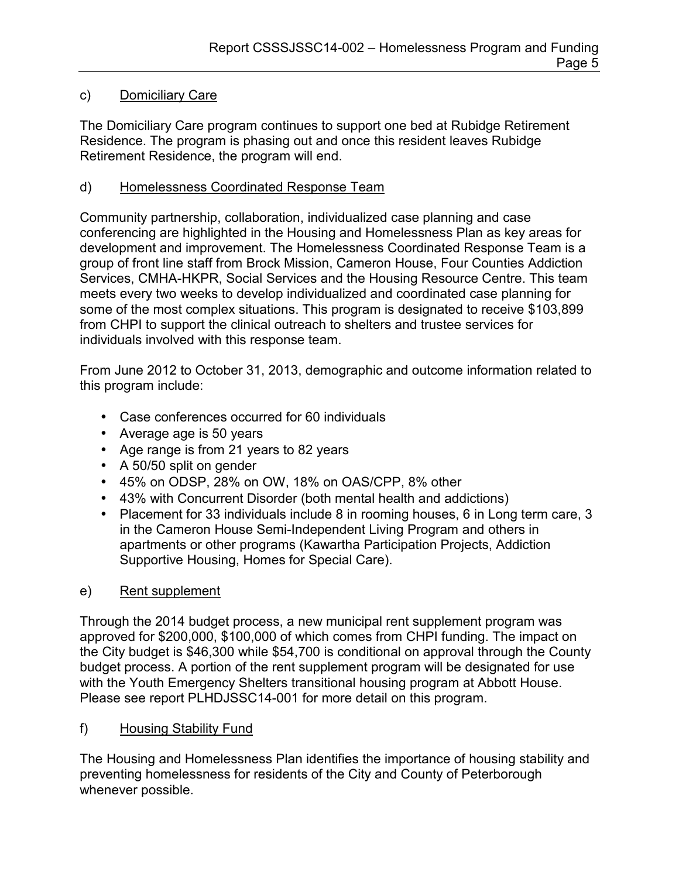c) <u>Domiciliary Care</u>

The Domiciliary Care program continues to support one bed at Rubidge Retirement Residence. The program is phasing out and once this resident leaves Rubidge Retirement Residence, the program will end.

d) <u>Homelessness Coordinated Response Team</u>

Community partnership, collaboration, individualized case planning and case conferencing are highlighted in the Housing and Homelessness Plan as key areas for development and improvement. The Homelessness Coordinated Response Team is a group of front line staff from Brock Mission, Cameron House, Four Counties Addiction Services, CMHA-HKPR, Social Services and the Housing Resource Centre. This team meets every two weeks to develop individualized and coordinated case planning for some of the most complex situations. This program is designated to receive $103,899 from CHPI to support the clinical outreach to shelters and trustee services for individuals involved with this response team.

From June 2012 to October 31, 2013, demographic and outcome information related to this program include:

- Case conferences occurred for 60 individuals
- Average age is 50 years
- Age range is from 21 years to 82 years
- A 50/50 split on gender
- 45% on ODSP, 28% on OW, 18% on OAS/CPP, 8% other
- 43% with Concurrent Disorder (both mental health and addictions)
- Placement for 33 individuals include 8 in rooming houses, 6 in Long term care, 3 in the Cameron House Semi-Independent Living Program and others in apartments or other programs (Kawartha Participation Projects, Addiction Supportive Housing, Homes for Special Care).

e) <u>Rent supplement</u>

Through the 2014 budget process, a new municipal rent supplement program was approved for $200,000, $100,000 of which comes from CHPI funding. The impact on the City budget is $46,300 while $54,700 is conditional on approval through the County budget process. A portion of the rent supplement program will be designated for use with the Youth Emergency Shelters transitional housing program at Abbott House. Please see report PLHDJSSC14-001 for more detail on this program.

f) <u>Housing Stability Fund</u>

The Housing and Homelessness Plan identifies the importance of housing stability and preventing homelessness for residents of the City and County of Peterborough whenever possible.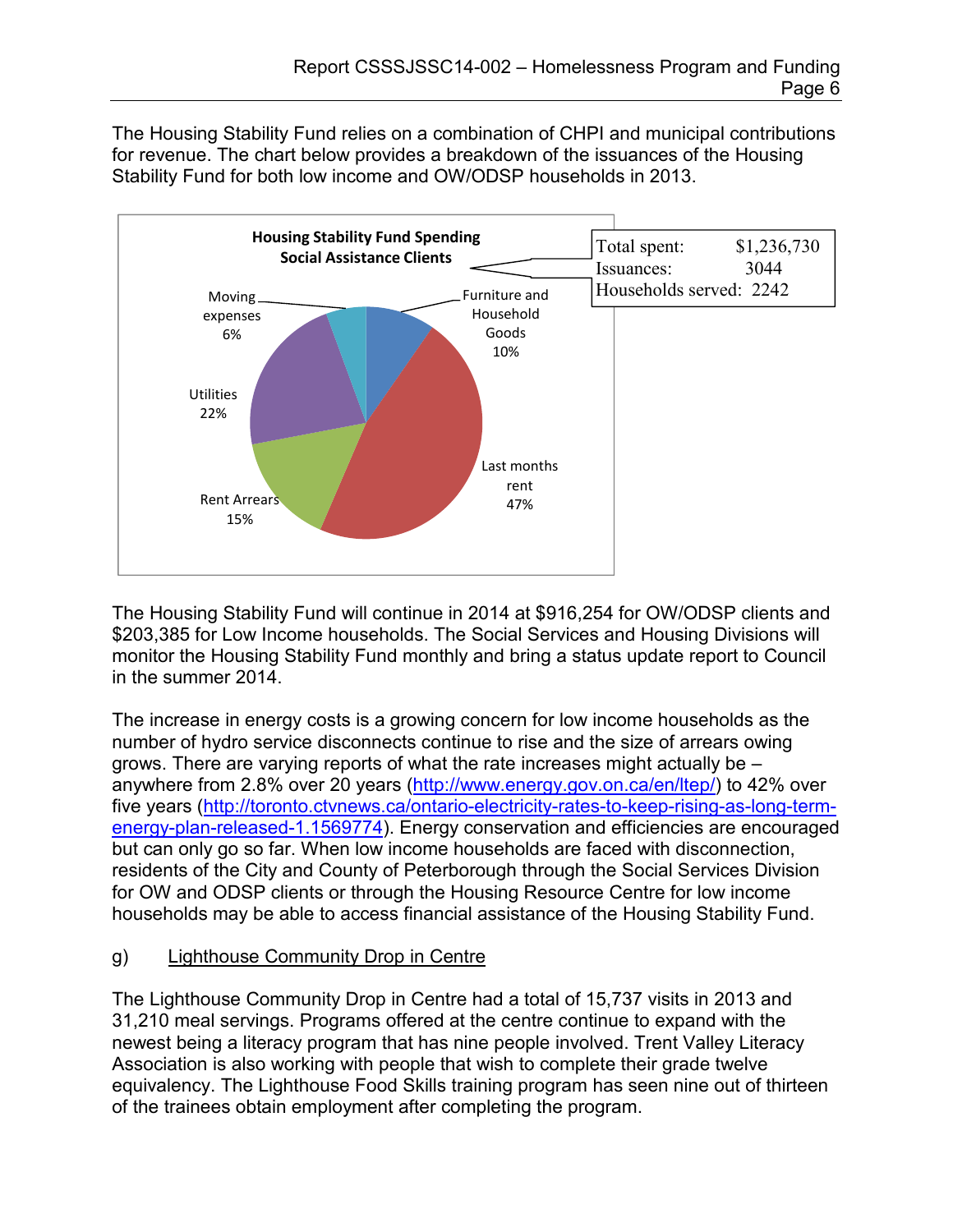The Housing Stability Fund relies on a combination of CHPI and municipal contributions for revenue. The chart below provides a breakdown of the issuances of the Housing Stability Fund for both low income and OW/ODSP households in 2013.

**Housing Stability Fund Spending Social Assistance Clients**

| Category | Percentage |
| --- | --- |
| Furniture and Household Goods | 10% |
| Last months rent | 47% |
| Rent Arrears | 15% |
| Utilities | 22% |
| Moving expenses | 6% |

| | |
| --- | --- |
| Total spent: | $1,236,730 |
| Issuances: | 3044 |
| Households served: | 2242 |

The Housing Stability Fund will continue in 2014 at $916,254 for OW/ODSP clients and $203,385 for Low Income households. The Social Services and Housing Divisions will monitor the Housing Stability Fund monthly and bring a status update report to Council in the summer 2014.

The increase in energy costs is a growing concern for low income households as the number of hydro service disconnects continue to rise and the size of arrears owing grows. There are varying reports of what the rate increases might actually be – anywhere from 2.8% over 20 years (http://www.energy.gov.on.ca/en/ltep/) to 42% over five years (http://toronto.ctvnews.ca/ontario-electricity-rates-to-keep-rising-as-long-term-energy-plan-released-1.1569774). Energy conservation and efficiencies are encouraged but can only go so far. When low income households are faced with disconnection, residents of the City and County of Peterborough through the Social Services Division for OW and ODSP clients or through the Housing Resource Centre for low income households may be able to access financial assistance of the Housing Stability Fund.

g) Lighthouse Community Drop in Centre

The Lighthouse Community Drop in Centre had a total of 15,737 visits in 2013 and 31,210 meal servings. Programs offered at the centre continue to expand with the newest being a literacy program that has nine people involved. Trent Valley Literacy Association is also working with people that wish to complete their grade twelve equivalency. The Lighthouse Food Skills training program has seen nine out of thirteen of the trainees obtain employment after completing the program.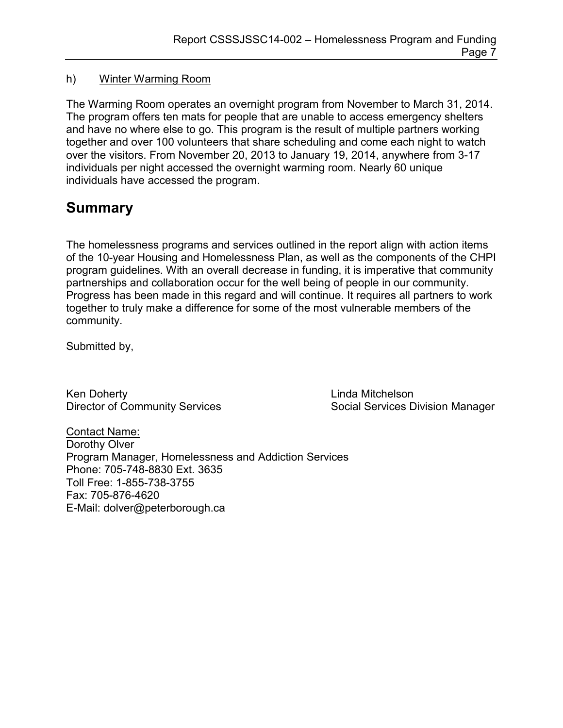h) Winter Warming Room

The Warming Room operates an overnight program from November to March 31, 2014. The program offers ten mats for people that are unable to access emergency shelters and have no where else to go. This program is the result of multiple partners working together and over 100 volunteers that share scheduling and come each night to watch over the visitors. From November 20, 2013 to January 19, 2014, anywhere from 3-17 individuals per night accessed the overnight warming room. Nearly 60 unique individuals have accessed the program.

## Summary

The homelessness programs and services outlined in the report align with action items of the 10-year Housing and Homelessness Plan, as well as the components of the CHPI program guidelines. With an overall decrease in funding, it is imperative that community partnerships and collaboration occur for the well being of people in our community. Progress has been made in this regard and will continue. It requires all partners to work together to truly make a difference for some of the most vulnerable members of the community.

Submitted by,

Ken Doherty
Director of Community Services

Linda Mitchelson
Social Services Division Manager

Contact Name:
Dorothy Olver
Program Manager, Homelessness and Addiction Services
Phone: 705-748-8830 Ext. 3635
Toll Free: 1-855-738-3755
Fax: 705-876-4620
E-Mail: dolver@peterborough.ca